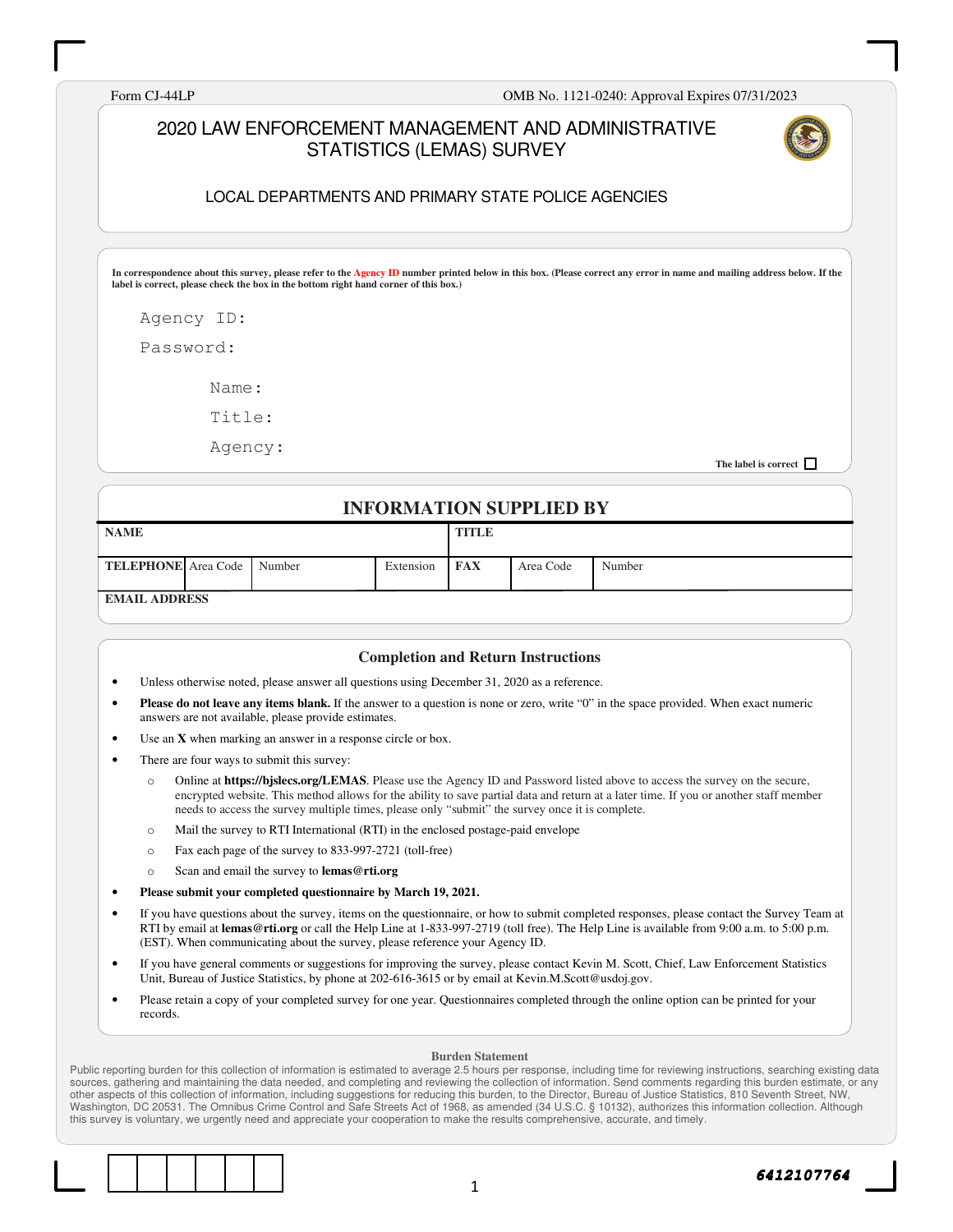Form CJ-44LP

OMB No. 1121-0240: Approval Expires 07/31/2023

# 2020 LAW ENFORCEMENT MANAGEMENT AND ADMINISTRATIVE STATISTICS (LEMAS) SURVEY

## LOCAL DEPARTMENTS AND PRIMARY STATE POLICE AGENCIES

**In correspondence about this survey, please refer to the Agency ID number printed below in this box. (Please correct any error in name and mailing address below. If the label is correct, please check the box in the bottom right hand corner of this box.)**

Agency ID:

Password:

Name:

Title:

Agency:

**The label is correct** ☐

## INFORMATION SUPPLIED BY

| **NAME** | | | | **TITLE** | | |
|---|---|---|---|---|---|---|
| **TELEPHONE** | Area Code | Number | Extension | **FAX** | Area Code | Number |
| **EMAIL ADDRESS** | | | | | | |

### Completion and Return Instructions

- Unless otherwise noted, please answer all questions using December 31, 2020 as a reference.
- **Please do not leave any items blank.** If the answer to a question is none or zero, write "0" in the space provided. When exact numeric answers are not available, please provide estimates.
- Use an **X** when marking an answer in a response circle or box.
- There are four ways to submit this survey:
  - Online at **https://bjslecs.org/LEMAS**. Please use the Agency ID and Password listed above to access the survey on the secure, encrypted website. This method allows for the ability to save partial data and return at a later time. If you or another staff member needs to access the survey multiple times, please only "submit" the survey once it is complete.
  - Mail the survey to RTI International (RTI) in the enclosed postage-paid envelope
  - Fax each page of the survey to 833-997-2721 (toll-free)
  - Scan and email the survey to **lemas@rti.org**
- **Please submit your completed questionnaire by March 19, 2021.**
- If you have questions about the survey, items on the questionnaire, or how to submit completed responses, please contact the Survey Team at RTI by email at **lemas@rti.org** or call the Help Line at 1-833-997-2719 (toll free). The Help Line is available from 9:00 a.m. to 5:00 p.m. (EST). When communicating about the survey, please reference your Agency ID.
- If you have general comments or suggestions for improving the survey, please contact Kevin M. Scott, Chief, Law Enforcement Statistics Unit, Bureau of Justice Statistics, by phone at 202-616-3615 or by email at Kevin.M.Scott@usdoj.gov.
- Please retain a copy of your completed survey for one year. Questionnaires completed through the online option can be printed for your records.

**Burden Statement**

Public reporting burden for this collection of information is estimated to average 2.5 hours per response, including time for reviewing instructions, searching existing data sources, gathering and maintaining the data needed, and completing and reviewing the collection of information. Send comments regarding this burden estimate, or any other aspects of this collection of information, including suggestions for reducing this burden, to the Director, Bureau of Justice Statistics, 810 Seventh Street, NW, Washington, DC 20531. The Omnibus Crime Control and Safe Streets Act of 1968, as amended (34 U.S.C. § 10132), authorizes this information collection. Although this survey is voluntary, we urgently need and appreciate your cooperation to make the results comprehensive, accurate, and timely.

6412107764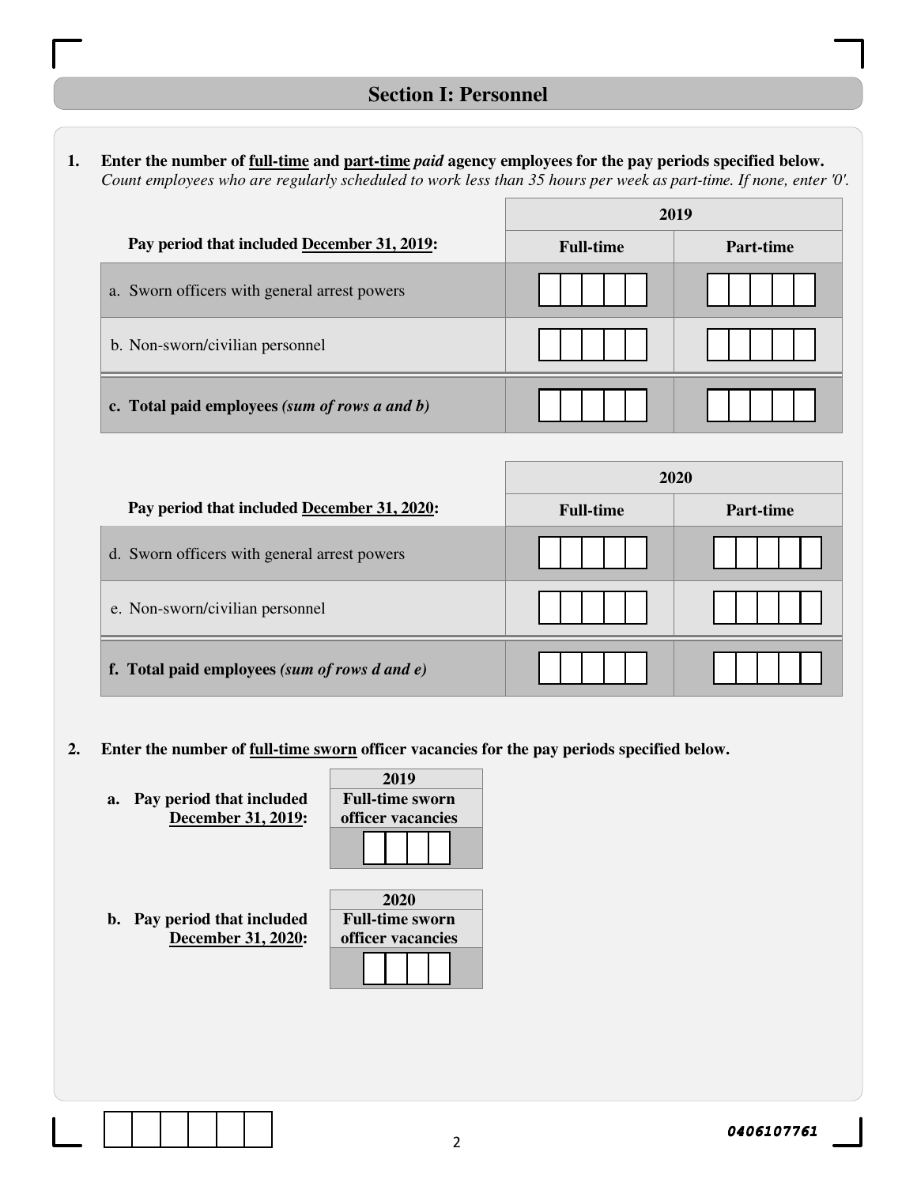## Section I: Personnel

**1. Enter the number of <u>full-time</u> and <u>part-time</u> *paid* agency employees for the pay periods specified below.**
*Count employees who are regularly scheduled to work less than 35 hours per week as part-time. If none, enter '0'.*

| Pay period that included <u>December 31, 2019</u>: | 2019 | |
|---|---|---|
| | **Full-time** | **Part-time** |
| a. Sworn officers with general arrest powers | | |
| b. Non-sworn/civilian personnel | | |
| **c. Total paid employees** ***(sum of rows a and b)*** | | |

| Pay period that included <u>December 31, 2020</u>: | 2020 | |
|---|---|---|
| | **Full-time** | **Part-time** |
| d. Sworn officers with general arrest powers | | |
| e. Non-sworn/civilian personnel | | |
| **f. Total paid employees** ***(sum of rows d and e)*** | | |

**2. Enter the number of <u>full-time sworn</u> officer vacancies for the pay periods specified below.**

| | 2019 |
|---|---|
| | **Full-time sworn officer vacancies** |
| **a. Pay period that included <u>December 31, 2019</u>:** | |

| | 2020 |
|---|---|
| | **Full-time sworn officer vacancies** |
| **b. Pay period that included <u>December 31, 2020</u>:** | |

0406107761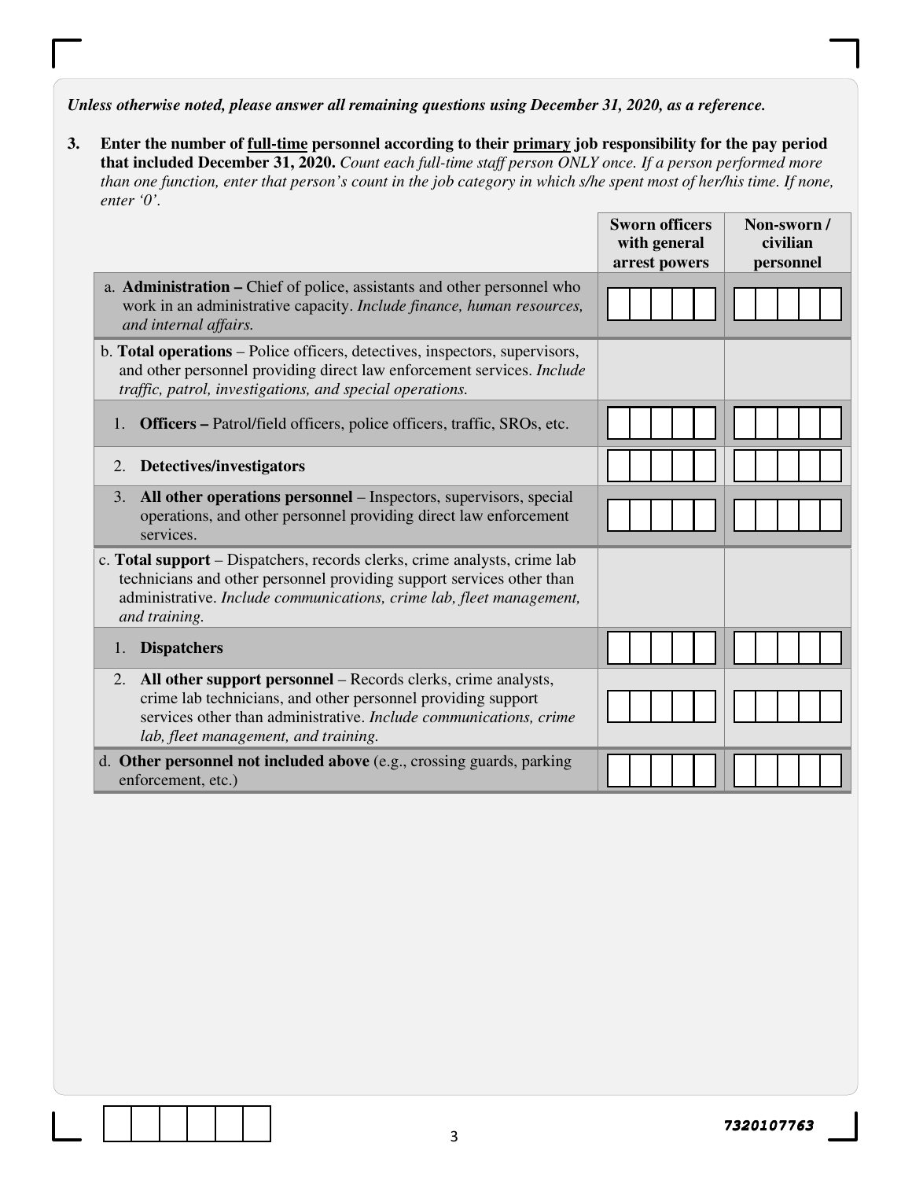***Unless otherwise noted, please answer all remaining questions using December 31, 2020, as a reference.***

**3. Enter the number of <u>full-time</u> personnel according to their <u>primary</u> job responsibility for the pay period that included December 31, 2020.** *Count each full-time staff person ONLY once. If a person performed more than one function, enter that person's count in the job category in which s/he spent most of her/his time. If none, enter '0'.*

| | Sworn officers with general arrest powers | Non-sworn / civilian personnel |
|---|---|---|
| a. **Administration –** Chief of police, assistants and other personnel who work in an administrative capacity. *Include finance, human resources, and internal affairs.* | | |
| b. **Total operations** – Police officers, detectives, inspectors, supervisors, and other personnel providing direct law enforcement services. *Include traffic, patrol, investigations, and special operations.* | | |
| 1. **Officers –** Patrol/field officers, police officers, traffic, SROs, etc. | | |
| 2. **Detectives/investigators** | | |
| 3. **All other operations personnel** – Inspectors, supervisors, special operations, and other personnel providing direct law enforcement services. | | |
| c. **Total support** – Dispatchers, records clerks, crime analysts, crime lab technicians and other personnel providing support services other than administrative. *Include communications, crime lab, fleet management, and training.* | | |
| 1. **Dispatchers** | | |
| 2. **All other support personnel** – Records clerks, crime analysts, crime lab technicians, and other personnel providing support services other than administrative. *Include communications, crime lab, fleet management, and training.* | | |
| d. **Other personnel not included above** (e.g., crossing guards, parking enforcement, etc.) | | |

7320107763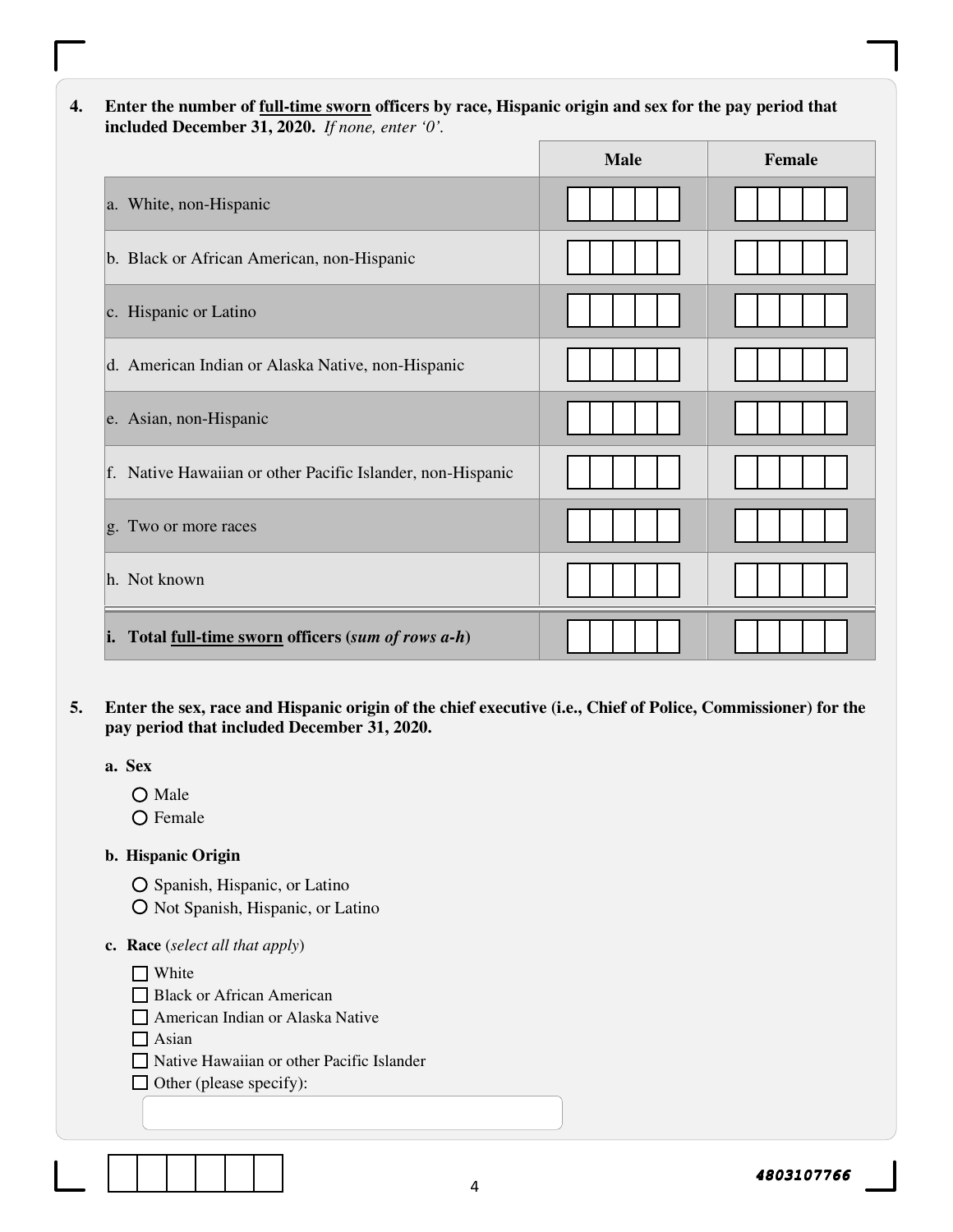**4. Enter the number of <u>full-time sworn</u> officers by race, Hispanic origin and sex for the pay period that included December 31, 2020.** *If none, enter '0'.*

| | Male | Female |
|---|---|---|
| a. White, non-Hispanic | | |
| b. Black or African American, non-Hispanic | | |
| c. Hispanic or Latino | | |
| d. American Indian or Alaska Native, non-Hispanic | | |
| e. Asian, non-Hispanic | | |
| f. Native Hawaiian or other Pacific Islander, non-Hispanic | | |
| g. Two or more races | | |
| h. Not known | | |
| **i. Total <u>full-time sworn</u> officers (*sum of rows a-h*)** | | |

**5. Enter the sex, race and Hispanic origin of the chief executive (i.e., Chief of Police, Commissioner) for the pay period that included December 31, 2020.**

**a. Sex**

- ○ Male
- ○ Female

**b. Hispanic Origin**

- ○ Spanish, Hispanic, or Latino
- ○ Not Spanish, Hispanic, or Latino

**c. Race** (*select all that apply*)

- ☐ White
- ☐ Black or African American
- ☐ American Indian or Alaska Native
- ☐ Asian
- ☐ Native Hawaiian or other Pacific Islander
- ☐ Other (please specify): ______

4803107766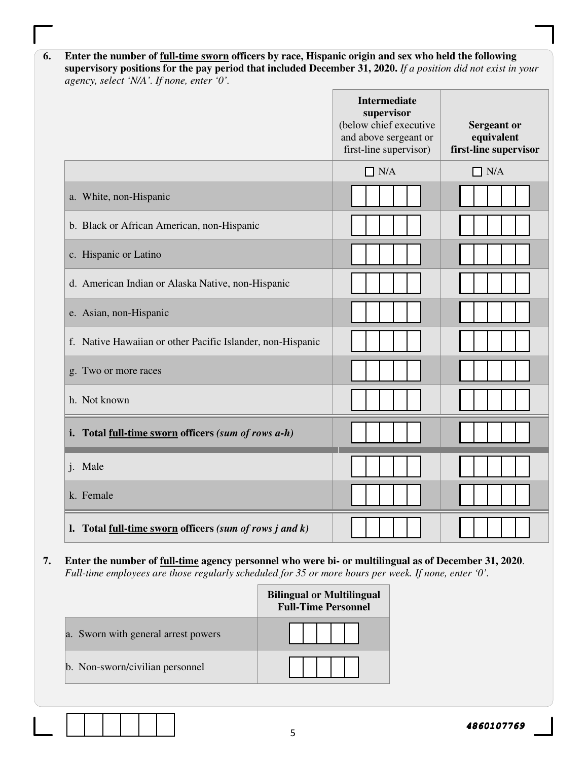6. **Enter the number of full-time sworn officers by race, Hispanic origin and sex who held the following supervisory positions for the pay period that included December 31, 2020.** *If a position did not exist in your agency, select 'N/A'. If none, enter '0'.*

| | **Intermediate supervisor** (below chief executive and above sergeant or first-line supervisor) | **Sergeant or equivalent first-line supervisor** |
|---|---|---|
| | ☐ N/A | ☐ N/A |
| a. White, non-Hispanic | | |
| b. Black or African American, non-Hispanic | | |
| c. Hispanic or Latino | | |
| d. American Indian or Alaska Native, non-Hispanic | | |
| e. Asian, non-Hispanic | | |
| f. Native Hawaiian or other Pacific Islander, non-Hispanic | | |
| g. Two or more races | | |
| h. Not known | | |
| **i. Total full-time sworn officers** ***(sum of rows a-h)*** | | |
| j. Male | | |
| k. Female | | |
| **l. Total full-time sworn officers** ***(sum of rows j and k)*** | | |

7. **Enter the number of full-time agency personnel who were bi- or multilingual as of December 31, 2020**. *Full-time employees are those regularly scheduled for 35 or more hours per week. If none, enter '0'.*

| | **Bilingual or Multilingual Full-Time Personnel** |
|---|---|
| a. Sworn with general arrest powers | |
| b. Non-sworn/civilian personnel | |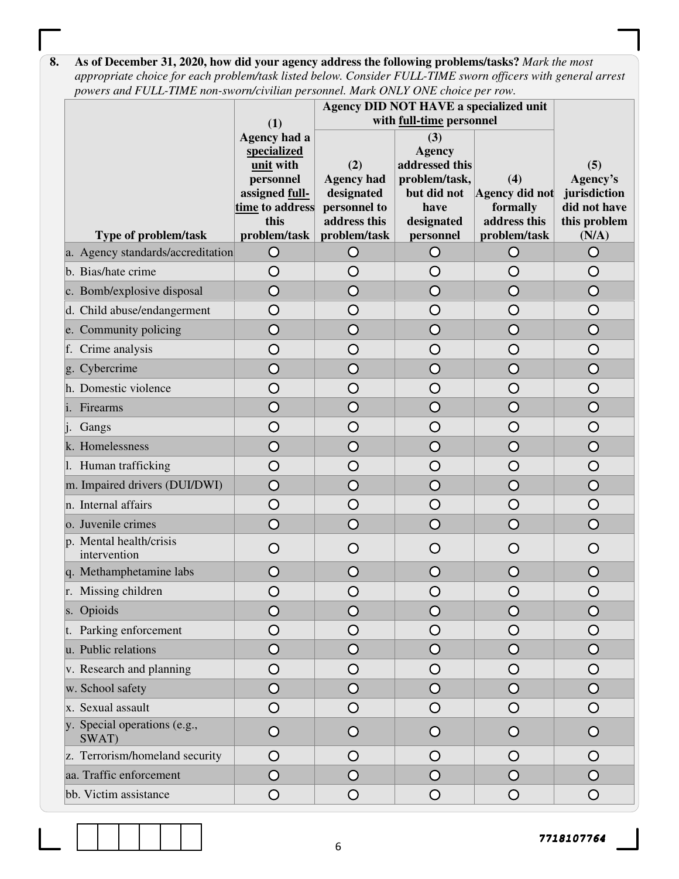**8. As of December 31, 2020, how did your agency address the following problems/tasks?** *Mark the most appropriate choice for each problem/task listed below. Consider FULL-TIME sworn officers with general arrest powers and FULL-TIME non-sworn/civilian personnel. Mark ONLY ONE choice per row.*

| Type of problem/task | (1) Agency had a specialized unit with personnel assigned full-time to address this problem/task | Agency DID NOT HAVE a specialized unit with full-time personnel | | | (5) Agency's jurisdiction did not have this problem (N/A) |
|---|---|---|---|---|---|
| | | (2) Agency had designated personnel to address this problem/task | (3) Agency addressed this problem/task, but did not have designated personnel | (4) Agency did not formally address this problem/task | |
| a. Agency standards/accreditation | ○ | ○ | ○ | ○ | ○ |
| b. Bias/hate crime | ○ | ○ | ○ | ○ | ○ |
| c. Bomb/explosive disposal | ○ | ○ | ○ | ○ | ○ |
| d. Child abuse/endangerment | ○ | ○ | ○ | ○ | ○ |
| e. Community policing | ○ | ○ | ○ | ○ | ○ |
| f. Crime analysis | ○ | ○ | ○ | ○ | ○ |
| g. Cybercrime | ○ | ○ | ○ | ○ | ○ |
| h. Domestic violence | ○ | ○ | ○ | ○ | ○ |
| i. Firearms | ○ | ○ | ○ | ○ | ○ |
| j. Gangs | ○ | ○ | ○ | ○ | ○ |
| k. Homelessness | ○ | ○ | ○ | ○ | ○ |
| l. Human trafficking | ○ | ○ | ○ | ○ | ○ |
| m. Impaired drivers (DUI/DWI) | ○ | ○ | ○ | ○ | ○ |
| n. Internal affairs | ○ | ○ | ○ | ○ | ○ |
| o. Juvenile crimes | ○ | ○ | ○ | ○ | ○ |
| p. Mental health/crisis intervention | ○ | ○ | ○ | ○ | ○ |
| q. Methamphetamine labs | ○ | ○ | ○ | ○ | ○ |
| r. Missing children | ○ | ○ | ○ | ○ | ○ |
| s. Opioids | ○ | ○ | ○ | ○ | ○ |
| t. Parking enforcement | ○ | ○ | ○ | ○ | ○ |
| u. Public relations | ○ | ○ | ○ | ○ | ○ |
| v. Research and planning | ○ | ○ | ○ | ○ | ○ |
| w. School safety | ○ | ○ | ○ | ○ | ○ |
| x. Sexual assault | ○ | ○ | ○ | ○ | ○ |
| y. Special operations (e.g., SWAT) | ○ | ○ | ○ | ○ | ○ |
| z. Terrorism/homeland security | ○ | ○ | ○ | ○ | ○ |
| aa. Traffic enforcement | ○ | ○ | ○ | ○ | ○ |
| bb. Victim assistance | ○ | ○ | ○ | ○ | ○ |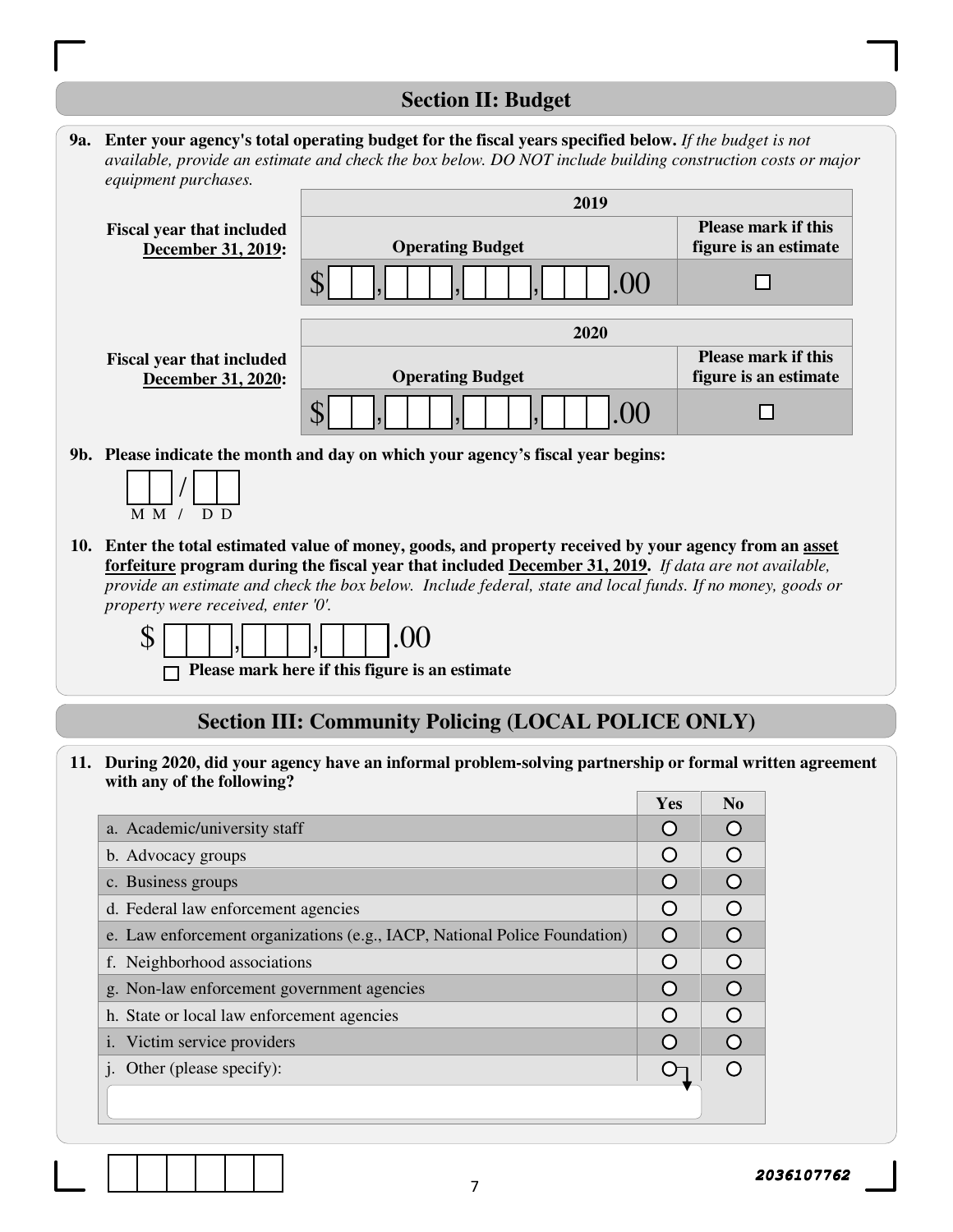## Section II: Budget

**9a. Enter your agency's total operating budget for the fiscal years specified below.** *If the budget is not available, provide an estimate and check the box below. DO NOT include building construction costs or major equipment purchases.*

| | 2019 | |
|---|---|---|
| | **Operating Budget** | **Please mark if this figure is an estimate** |
| **Fiscal year that included December 31, 2019:** | $ ___,___,___,___.00 | ☐ |

| | 2020 | |
|---|---|---|
| | **Operating Budget** | **Please mark if this figure is an estimate** |
| **Fiscal year that included December 31, 2020:** | $ ___,___,___,___.00 | ☐ |

**9b. Please indicate the month and day on which your agency's fiscal year begins:**

__ __ / __ __
M M / D D

**10. Enter the total estimated value of money, goods, and property received by your agency from an asset forfeiture program during the fiscal year that included December 31, 2019.** *If data are not available, provide an estimate and check the box below. Include federal, state and local funds. If no money, goods or property were received, enter '0'.*

$ ___,___,___.00

☐ **Please mark here if this figure is an estimate**

## Section III: Community Policing (LOCAL POLICE ONLY)

**11. During 2020, did your agency have an informal problem-solving partnership or formal written agreement with any of the following?**

| | Yes | No |
|---|---|---|
| a. Academic/university staff | ○ | ○ |
| b. Advocacy groups | ○ | ○ |
| c. Business groups | ○ | ○ |
| d. Federal law enforcement agencies | ○ | ○ |
| e. Law enforcement organizations (e.g., IACP, National Police Foundation) | ○ | ○ |
| f. Neighborhood associations | ○ | ○ |
| g. Non-law enforcement government agencies | ○ | ○ |
| h. State or local law enforcement agencies | ○ | ○ |
| i. Victim service providers | ○ | ○ |
| j. Other (please specify): ______ | ○ | ○ |

2036107762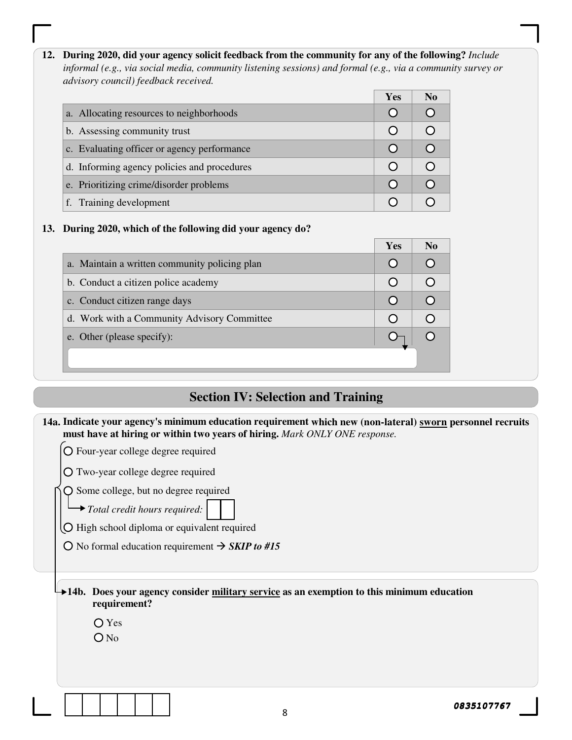**12. During 2020, did your agency solicit feedback from the community for any of the following?** *Include informal (e.g., via social media, community listening sessions) and formal (e.g., via a community survey or advisory council) feedback received.*

| | Yes | No |
|---|---|---|
| a. Allocating resources to neighborhoods | ○ | ○ |
| b. Assessing community trust | ○ | ○ |
| c. Evaluating officer or agency performance | ○ | ○ |
| d. Informing agency policies and procedures | ○ | ○ |
| e. Prioritizing crime/disorder problems | ○ | ○ |
| f. Training development | ○ | ○ |

**13. During 2020, which of the following did your agency do?**

| | Yes | No |
|---|---|---|
| a. Maintain a written community policing plan | ○ | ○ |
| b. Conduct a citizen police academy | ○ | ○ |
| c. Conduct citizen range days | ○ | ○ |
| d. Work with a Community Advisory Committee | ○ | ○ |
| e. Other (please specify): | ○ | ○ |

## Section IV: Selection and Training

**14a. Indicate your agency's minimum education requirement which new (non-lateral) sworn personnel recruits must have at hiring or within two years of hiring.** *Mark ONLY ONE response.*

- ○ Four-year college degree required
- ○ Two-year college degree required
- ○ Some college, but no degree required
  - *Total credit hours required:* ☐☐
- ○ High school diploma or equivalent required
- ○ No formal education requirement → ***SKIP to #15***

**14b. Does your agency consider military service as an exemption to this minimum education requirement?**

- ○ Yes
- ○ No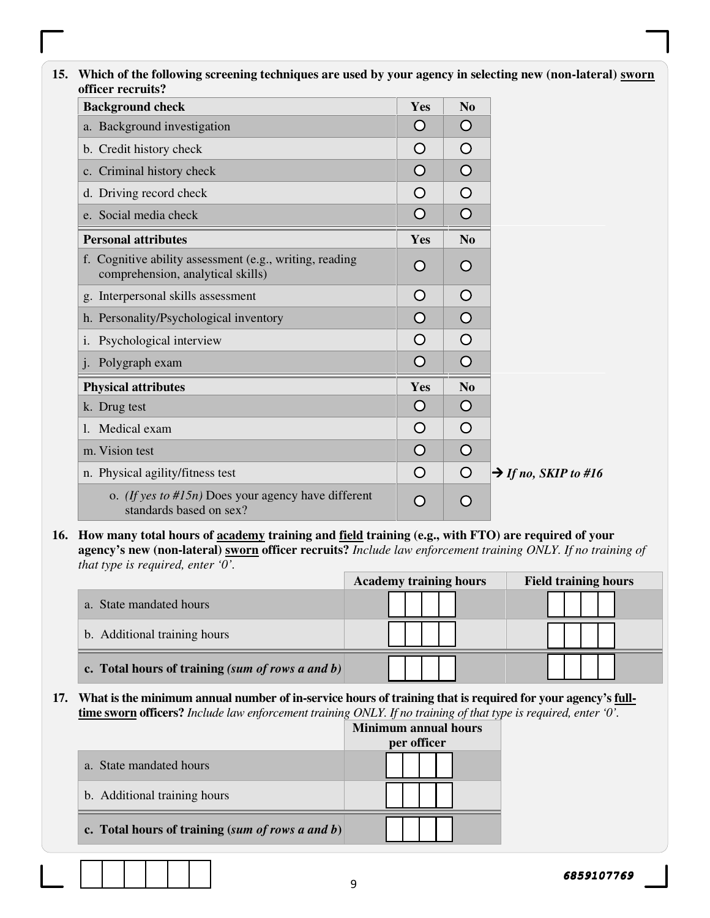**15. Which of the following screening techniques are used by your agency in selecting new (non-lateral) <u>sworn</u> officer recruits?**

| **Background check** | **Yes** | **No** | |
|---|---|---|---|
| a. Background investigation | ○ | ○ | |
| b. Credit history check | ○ | ○ | |
| c. Criminal history check | ○ | ○ | |
| d. Driving record check | ○ | ○ | |
| e. Social media check | ○ | ○ | |
| **Personal attributes** | **Yes** | **No** | |
| f. Cognitive ability assessment (e.g., writing, reading comprehension, analytical skills) | ○ | ○ | |
| g. Interpersonal skills assessment | ○ | ○ | |
| h. Personality/Psychological inventory | ○ | ○ | |
| i. Psychological interview | ○ | ○ | |
| j. Polygraph exam | ○ | ○ | |
| **Physical attributes** | **Yes** | **No** | |
| k. Drug test | ○ | ○ | |
| l. Medical exam | ○ | ○ | |
| m. Vision test | ○ | ○ | |
| n. Physical agility/fitness test | ○ | ○ | → *If no, SKIP to #16* |
| o. *(If yes to #15n)* Does your agency have different standards based on sex? | ○ | ○ | |

**16. How many total hours of <u>academy</u> training and <u>field</u> training (e.g., with FTO) are required of your agency's new (non-lateral) <u>sworn</u> officer recruits?** *Include law enforcement training ONLY. If no training of that type is required, enter '0'.*

| | **Academy training hours** | **Field training hours** |
|---|---|---|
| a. State mandated hours | | |
| b. Additional training hours | | |
| **c. Total hours of training** ***(sum of rows a and b)*** | | |

**17. What is the minimum annual number of in-service hours of training that is required for your agency's <u>full-time sworn</u> officers?** *Include law enforcement training ONLY. If no training of that type is required, enter '0'.*

| | **Minimum annual hours per officer** |
|---|---|
| a. State mandated hours | |
| b. Additional training hours | |
| **c. Total hours of training (*sum of rows a and b*)** | |

6859107769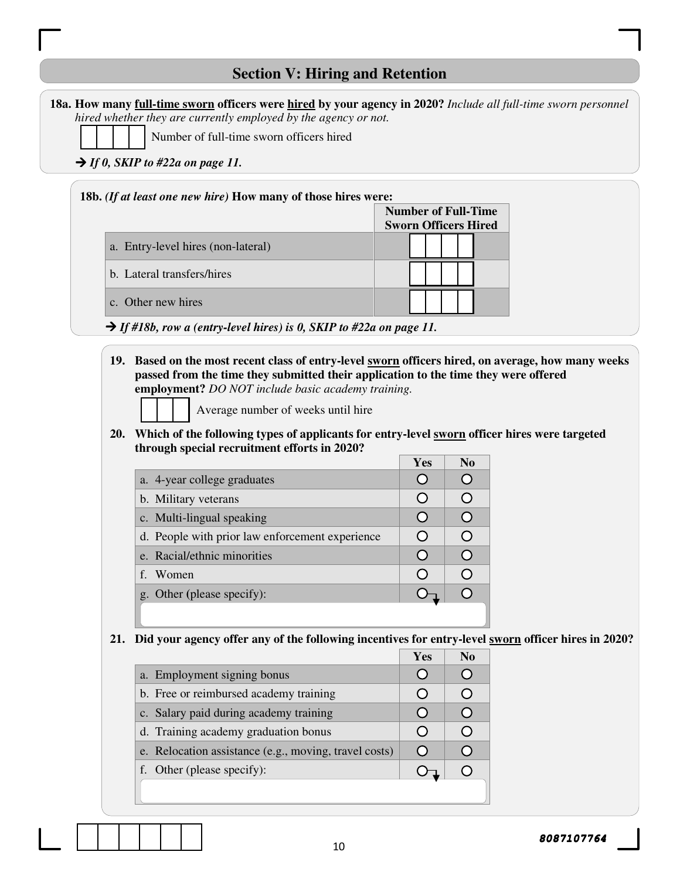## Section V: Hiring and Retention

**18a. How many full-time sworn officers were hired by your agency in 2020?** *Include all full-time sworn personnel hired whether they are currently employed by the agency or not.*

☐☐☐☐ Number of full-time sworn officers hired

➔ ***If 0, SKIP to #22a on page 11.***

**18b.** ***(If at least one new hire)*** **How many of those hires were:**

| | Number of Full-Time Sworn Officers Hired |
|---|---|
| a. Entry-level hires (non-lateral) | ☐☐☐☐ |
| b. Lateral transfers/hires | ☐☐☐☐ |
| c. Other new hires | ☐☐☐☐ |

➔ ***If #18b, row a (entry-level hires) is 0, SKIP to #22a on page 11.***

**19. Based on the most recent class of entry-level sworn officers hired, on average, how many weeks passed from the time they submitted their application to the time they were offered employment?** *DO NOT include basic academy training.*

☐☐☐ Average number of weeks until hire

**20. Which of the following types of applicants for entry-level sworn officer hires were targeted through special recruitment efforts in 2020?**

| | Yes | No |
|---|---|---|
| a. 4-year college graduates | ○ | ○ |
| b. Military veterans | ○ | ○ |
| c. Multi-lingual speaking | ○ | ○ |
| d. People with prior law enforcement experience | ○ | ○ |
| e. Racial/ethnic minorities | ○ | ○ |
| f. Women | ○ | ○ |
| g. Other (please specify): | ○ | ○ |

**21. Did your agency offer any of the following incentives for entry-level sworn officer hires in 2020?**

| | Yes | No |
|---|---|---|
| a. Employment signing bonus | ○ | ○ |
| b. Free or reimbursed academy training | ○ | ○ |
| c. Salary paid during academy training | ○ | ○ |
| d. Training academy graduation bonus | ○ | ○ |
| e. Relocation assistance (e.g., moving, travel costs) | ○ | ○ |
| f. Other (please specify): | ○ | ○ |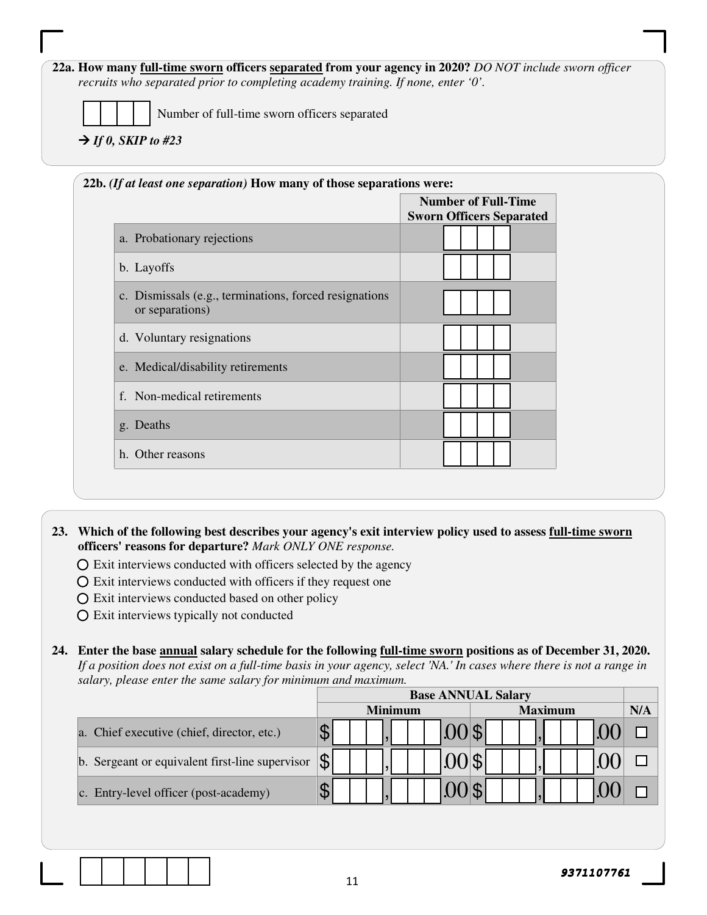**22a. How many full-time sworn officers separated from your agency in 2020?** *DO NOT include sworn officer recruits who separated prior to completing academy training. If none, enter '0'.*

☐☐☐☐ Number of full-time sworn officers separated

→ ***If 0, SKIP to #23***

**22b.** ***(If at least one separation)*** **How many of those separations were:**

| | Number of Full-Time Sworn Officers Separated |
|---|---|
| a. Probationary rejections | ☐☐☐☐ |
| b. Layoffs | ☐☐☐☐ |
| c. Dismissals (e.g., terminations, forced resignations or separations) | ☐☐☐☐ |
| d. Voluntary resignations | ☐☐☐☐ |
| e. Medical/disability retirements | ☐☐☐☐ |
| f. Non-medical retirements | ☐☐☐☐ |
| g. Deaths | ☐☐☐☐ |
| h. Other reasons | ☐☐☐☐ |

**23. Which of the following best describes your agency's exit interview policy used to assess full-time sworn officers' reasons for departure?** *Mark ONLY ONE response.*

- ○ Exit interviews conducted with officers selected by the agency
- ○ Exit interviews conducted with officers if they request one
- ○ Exit interviews conducted based on other policy
- ○ Exit interviews typically not conducted

**24. Enter the base annual salary schedule for the following full-time sworn positions as of December 31, 2020.** *If a position does not exist on a full-time basis in your agency, select 'NA.' In cases where there is not a range in salary, please enter the same salary for minimum and maximum.*

| | Base ANNUAL Salary | | |
|---|---|---|---|
| | Minimum | Maximum | N/A |
| a. Chief executive (chief, director, etc.) | $☐☐☐,☐☐☐.00 | $☐☐☐,☐☐☐.00 | ☐ |
| b. Sergeant or equivalent first-line supervisor | $☐☐☐,☐☐☐.00 | $☐☐☐,☐☐☐.00 | ☐ |
| c. Entry-level officer (post-academy) | $☐☐☐,☐☐☐.00 | $☐☐☐,☐☐☐.00 | ☐ |

9371107761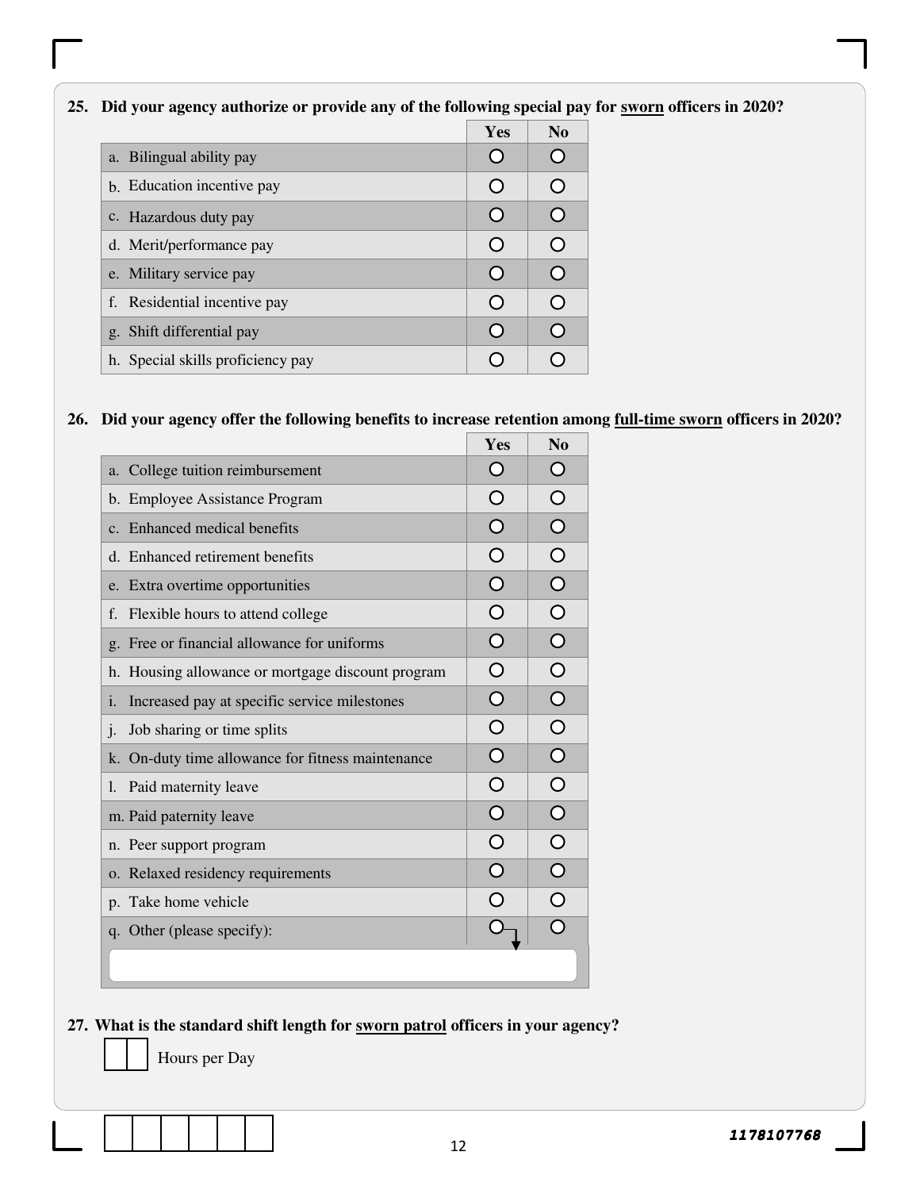**25. Did your agency authorize or provide any of the following special pay for <u>sworn</u> officers in 2020?**

| | Yes | No |
|---|---|---|
| a. Bilingual ability pay | ○ | ○ |
| b. Education incentive pay | ○ | ○ |
| c. Hazardous duty pay | ○ | ○ |
| d. Merit/performance pay | ○ | ○ |
| e. Military service pay | ○ | ○ |
| f. Residential incentive pay | ○ | ○ |
| g. Shift differential pay | ○ | ○ |
| h. Special skills proficiency pay | ○ | ○ |

**26. Did your agency offer the following benefits to increase retention among <u>full-time sworn</u> officers in 2020?**

| | Yes | No |
|---|---|---|
| a. College tuition reimbursement | ○ | ○ |
| b. Employee Assistance Program | ○ | ○ |
| c. Enhanced medical benefits | ○ | ○ |
| d. Enhanced retirement benefits | ○ | ○ |
| e. Extra overtime opportunities | ○ | ○ |
| f. Flexible hours to attend college | ○ | ○ |
| g. Free or financial allowance for uniforms | ○ | ○ |
| h. Housing allowance or mortgage discount program | ○ | ○ |
| i. Increased pay at specific service milestones | ○ | ○ |
| j. Job sharing or time splits | ○ | ○ |
| k. On-duty time allowance for fitness maintenance | ○ | ○ |
| l. Paid maternity leave | ○ | ○ |
| m. Paid paternity leave | ○ | ○ |
| n. Peer support program | ○ | ○ |
| o. Relaxed residency requirements | ○ | ○ |
| p. Take home vehicle | ○ | ○ |
| q. Other (please specify): ______ | ○ | ○ |

**27. What is the standard shift length for <u>sworn patrol</u> officers in your agency?**

☐☐ Hours per Day

1178107768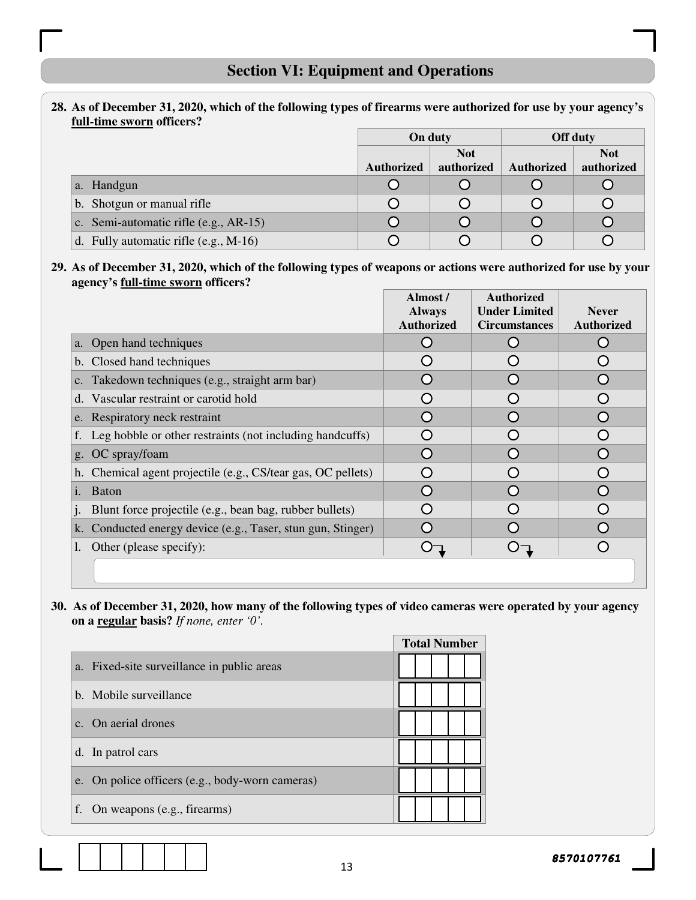## Section VI: Equipment and Operations

**28. As of December 31, 2020, which of the following types of firearms were authorized for use by your agency's full-time sworn officers?**

| | On duty | | Off duty | |
|---|---|---|---|---|
| | Authorized | Not authorized | Authorized | Not authorized |
| a. Handgun | ○ | ○ | ○ | ○ |
| b. Shotgun or manual rifle | ○ | ○ | ○ | ○ |
| c. Semi-automatic rifle (e.g., AR-15) | ○ | ○ | ○ | ○ |
| d. Fully automatic rifle (e.g., M-16) | ○ | ○ | ○ | ○ |

**29. As of December 31, 2020, which of the following types of weapons or actions were authorized for use by your agency's full-time sworn officers?**

| | Almost / Always Authorized | Authorized Under Limited Circumstances | Never Authorized |
|---|---|---|---|
| a. Open hand techniques | ○ | ○ | ○ |
| b. Closed hand techniques | ○ | ○ | ○ |
| c. Takedown techniques (e.g., straight arm bar) | ○ | ○ | ○ |
| d. Vascular restraint or carotid hold | ○ | ○ | ○ |
| e. Respiratory neck restraint | ○ | ○ | ○ |
| f. Leg hobble or other restraints (not including handcuffs) | ○ | ○ | ○ |
| g. OC spray/foam | ○ | ○ | ○ |
| h. Chemical agent projectile (e.g., CS/tear gas, OC pellets) | ○ | ○ | ○ |
| i. Baton | ○ | ○ | ○ |
| j. Blunt force projectile (e.g., bean bag, rubber bullets) | ○ | ○ | ○ |
| k. Conducted energy device (e.g., Taser, stun gun, Stinger) | ○ | ○ | ○ |
| l. Other (please specify): | ○ | ○ | ○ |

**30. As of December 31, 2020, how many of the following types of video cameras were operated by your agency on a regular basis?** *If none, enter '0'.*

| | Total Number |
|---|---|
| a. Fixed-site surveillance in public areas | |
| b. Mobile surveillance | |
| c. On aerial drones | |
| d. In patrol cars | |
| e. On police officers (e.g., body-worn cameras) | |
| f. On weapons (e.g., firearms) | |

8570107761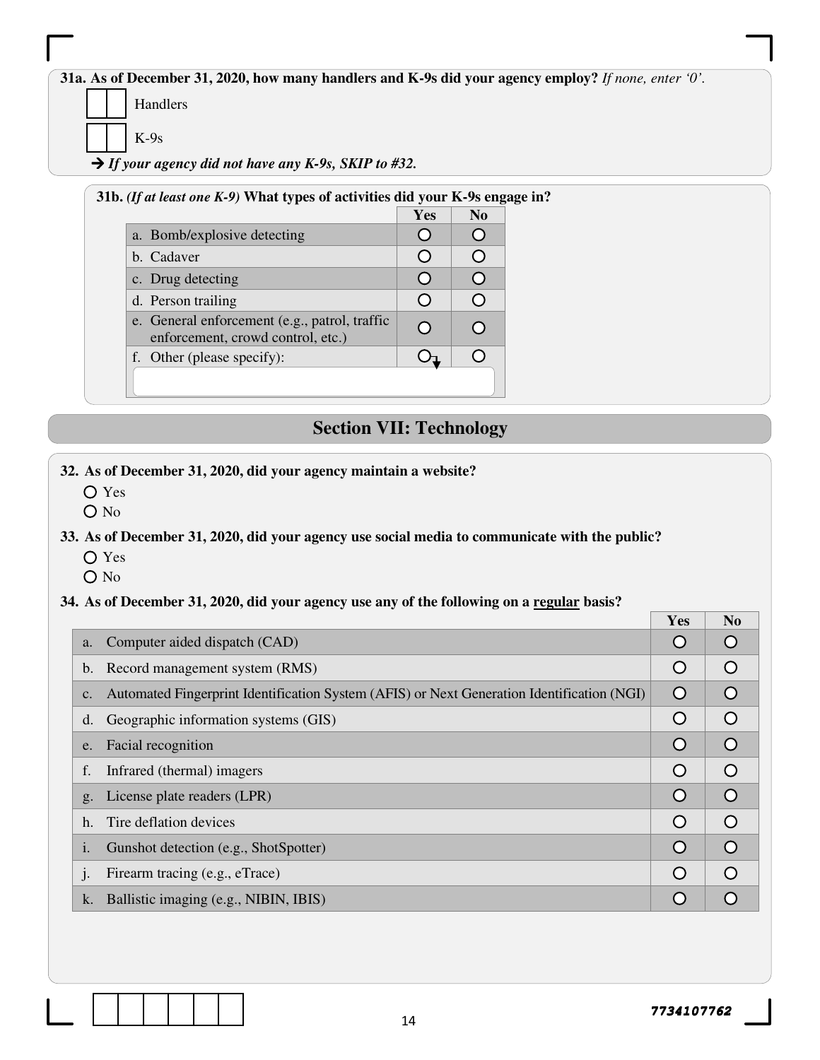**31a. As of December 31, 2020, how many handlers and K-9s did your agency employ?** *If none, enter '0'.*

☐☐ Handlers

☐☐ K-9s

➔ ***If your agency did not have any K-9s, SKIP to #32.***

**31b.** ***(If at least one K-9)*** **What types of activities did your K-9s engage in?**

| | Yes | No |
|---|---|---|
| a. Bomb/explosive detecting | ○ | ○ |
| b. Cadaver | ○ | ○ |
| c. Drug detecting | ○ | ○ |
| d. Person trailing | ○ | ○ |
| e. General enforcement (e.g., patrol, traffic enforcement, crowd control, etc.) | ○ | ○ |
| f. Other (please specify): | ○ | ○ |

## Section VII: Technology

**32. As of December 31, 2020, did your agency maintain a website?**

○ Yes
○ No

**33. As of December 31, 2020, did your agency use social media to communicate with the public?**

○ Yes
○ No

**34. As of December 31, 2020, did your agency use any of the following on a regular basis?**

| | Yes | No |
|---|---|---|
| a. Computer aided dispatch (CAD) | ○ | ○ |
| b. Record management system (RMS) | ○ | ○ |
| c. Automated Fingerprint Identification System (AFIS) or Next Generation Identification (NGI) | ○ | ○ |
| d. Geographic information systems (GIS) | ○ | ○ |
| e. Facial recognition | ○ | ○ |
| f. Infrared (thermal) imagers | ○ | ○ |
| g. License plate readers (LPR) | ○ | ○ |
| h. Tire deflation devices | ○ | ○ |
| i. Gunshot detection (e.g., ShotSpotter) | ○ | ○ |
| j. Firearm tracing (e.g., eTrace) | ○ | ○ |
| k. Ballistic imaging (e.g., NIBIN, IBIS) | ○ | ○ |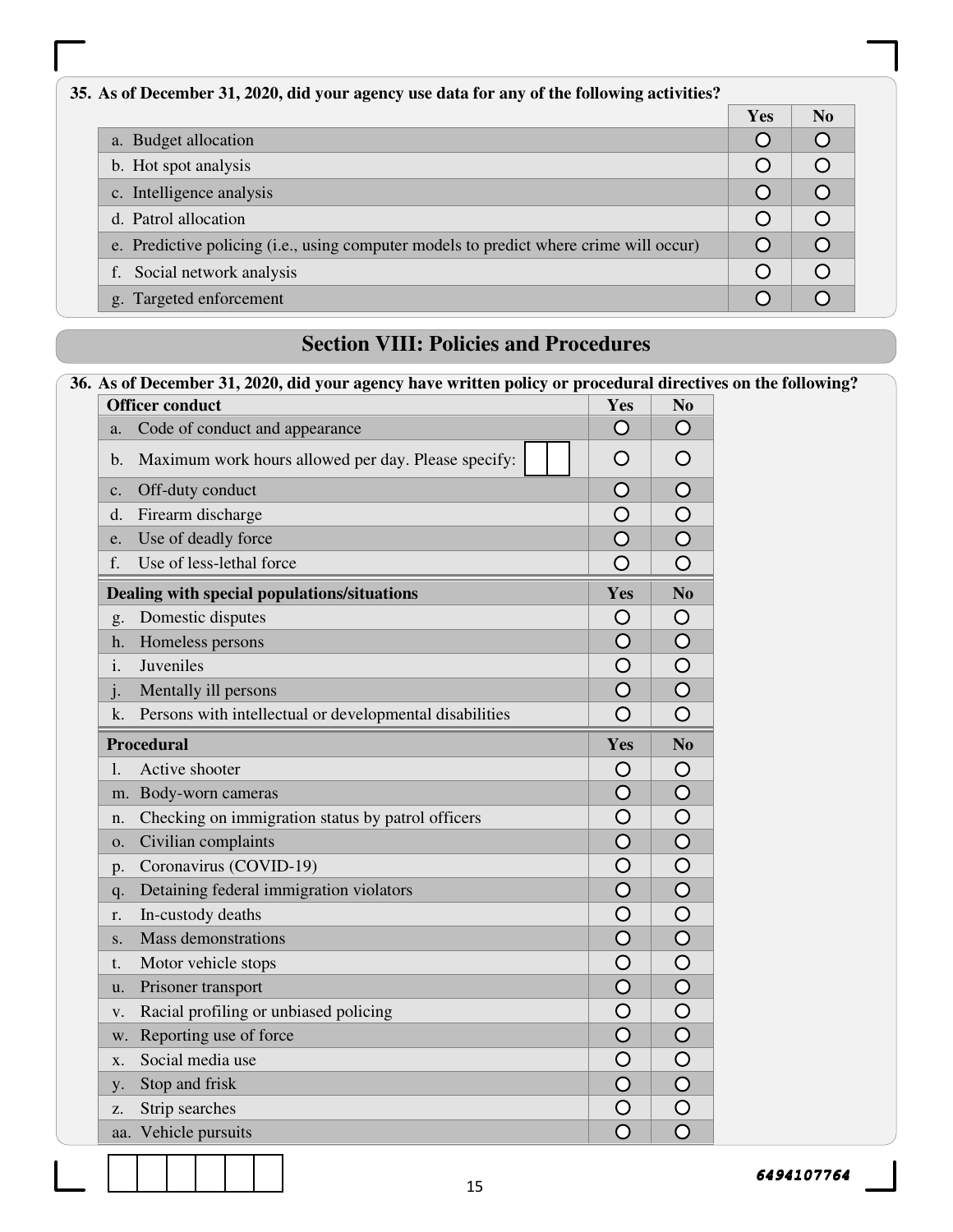**35. As of December 31, 2020, did your agency use data for any of the following activities?**

| | Yes | No |
|---|---|---|
| a. Budget allocation | ○ | ○ |
| b. Hot spot analysis | ○ | ○ |
| c. Intelligence analysis | ○ | ○ |
| d. Patrol allocation | ○ | ○ |
| e. Predictive policing (i.e., using computer models to predict where crime will occur) | ○ | ○ |
| f. Social network analysis | ○ | ○ |
| g. Targeted enforcement | ○ | ○ |

## Section VIII: Policies and Procedures

**36. As of December 31, 2020, did your agency have written policy or procedural directives on the following?**

| **Officer conduct** | **Yes** | **No** |
|---|---|---|
| a. Code of conduct and appearance | ○ | ○ |
| b. Maximum work hours allowed per day. Please specify: ☐☐ | ○ | ○ |
| c. Off-duty conduct | ○ | ○ |
| d. Firearm discharge | ○ | ○ |
| e. Use of deadly force | ○ | ○ |
| f. Use of less-lethal force | ○ | ○ |
| **Dealing with special populations/situations** | **Yes** | **No** |
| g. Domestic disputes | ○ | ○ |
| h. Homeless persons | ○ | ○ |
| i. Juveniles | ○ | ○ |
| j. Mentally ill persons | ○ | ○ |
| k. Persons with intellectual or developmental disabilities | ○ | ○ |
| **Procedural** | **Yes** | **No** |
| l. Active shooter | ○ | ○ |
| m. Body-worn cameras | ○ | ○ |
| n. Checking on immigration status by patrol officers | ○ | ○ |
| o. Civilian complaints | ○ | ○ |
| p. Coronavirus (COVID-19) | ○ | ○ |
| q. Detaining federal immigration violators | ○ | ○ |
| r. In-custody deaths | ○ | ○ |
| s. Mass demonstrations | ○ | ○ |
| t. Motor vehicle stops | ○ | ○ |
| u. Prisoner transport | ○ | ○ |
| v. Racial profiling or unbiased policing | ○ | ○ |
| w. Reporting use of force | ○ | ○ |
| x. Social media use | ○ | ○ |
| y. Stop and frisk | ○ | ○ |
| z. Strip searches | ○ | ○ |
| aa. Vehicle pursuits | ○ | ○ |

6494107764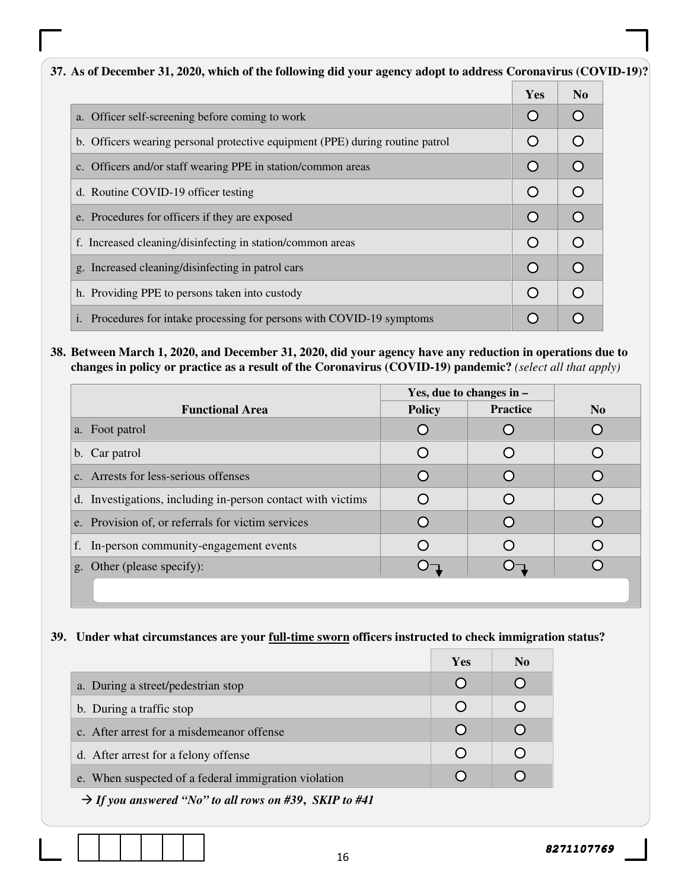**37. As of December 31, 2020, which of the following did your agency adopt to address Coronavirus (COVID-19)?**

| | Yes | No |
|---|---|---|
| a. Officer self-screening before coming to work | ○ | ○ |
| b. Officers wearing personal protective equipment (PPE) during routine patrol | ○ | ○ |
| c. Officers and/or staff wearing PPE in station/common areas | ○ | ○ |
| d. Routine COVID-19 officer testing | ○ | ○ |
| e. Procedures for officers if they are exposed | ○ | ○ |
| f. Increased cleaning/disinfecting in station/common areas | ○ | ○ |
| g. Increased cleaning/disinfecting in patrol cars | ○ | ○ |
| h. Providing PPE to persons taken into custody | ○ | ○ |
| i. Procedures for intake processing for persons with COVID-19 symptoms | ○ | ○ |

**38. Between March 1, 2020, and December 31, 2020, did your agency have any reduction in operations due to changes in policy or practice as a result of the Coronavirus (COVID-19) pandemic?** *(select all that apply)*

| | Yes, due to changes in – | | |
|---|---|---|---|
| **Functional Area** | **Policy** | **Practice** | **No** |
| a. Foot patrol | ○ | ○ | ○ |
| b. Car patrol | ○ | ○ | ○ |
| c. Arrests for less-serious offenses | ○ | ○ | ○ |
| d. Investigations, including in-person contact with victims | ○ | ○ | ○ |
| e. Provision of, or referrals for victim services | ○ | ○ | ○ |
| f. In-person community-engagement events | ○ | ○ | ○ |
| g. Other (please specify): ________ | ○ | ○ | ○ |

**39. Under what circumstances are your full-time sworn officers instructed to check immigration status?**

| | Yes | No |
|---|---|---|
| a. During a street/pedestrian stop | ○ | ○ |
| b. During a traffic stop | ○ | ○ |
| c. After arrest for a misdemeanor offense | ○ | ○ |
| d. After arrest for a felony offense | ○ | ○ |
| e. When suspected of a federal immigration violation | ○ | ○ |

→ ***If you answered "No" to all rows on #39, SKIP to #41***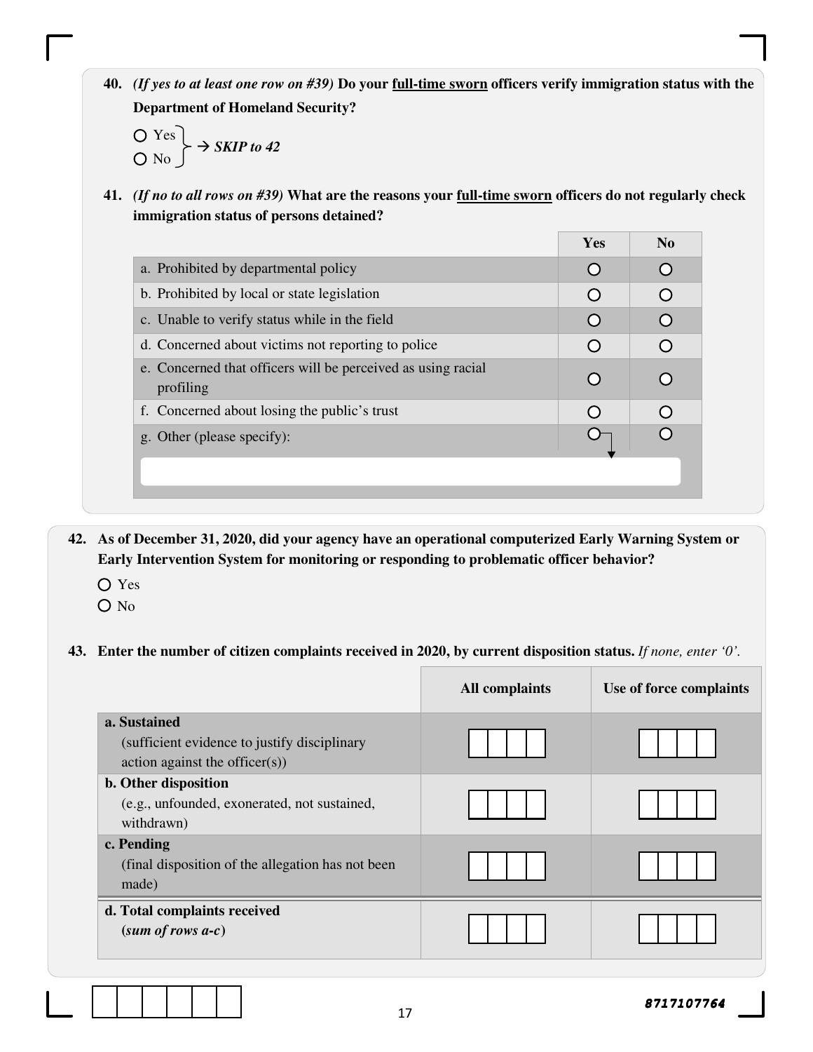**40.** ***(If yes to at least one row on #39)*** **Do your <u>full-time sworn</u> officers verify immigration status with the Department of Homeland Security?**

- ○ Yes
- ○ No

→ ***SKIP to 42***

**41.** ***(If no to all rows on #39)*** **What are the reasons your <u>full-time sworn</u> officers do not regularly check immigration status of persons detained?**

| | Yes | No |
|---|---|---|
| a. Prohibited by departmental policy | ○ | ○ |
| b. Prohibited by local or state legislation | ○ | ○ |
| c. Unable to verify status while in the field | ○ | ○ |
| d. Concerned about victims not reporting to police | ○ | ○ |
| e. Concerned that officers will be perceived as using racial profiling | ○ | ○ |
| f. Concerned about losing the public's trust | ○ | ○ |
| g. Other (please specify): ______________ | ○ | ○ |

**42. As of December 31, 2020, did your agency have an operational computerized Early Warning System or Early Intervention System for monitoring or responding to problematic officer behavior?**

- ○ Yes
- ○ No

**43. Enter the number of citizen complaints received in 2020, by current disposition status.** *If none, enter '0'.*

| | All complaints | Use of force complaints |
|---|---|---|
| **a. Sustained** (sufficient evidence to justify disciplinary action against the officer(s)) | ☐☐☐☐ | ☐☐☐☐ |
| **b. Other disposition** (e.g., unfounded, exonerated, not sustained, withdrawn) | ☐☐☐☐ | ☐☐☐☐ |
| **c. Pending** (final disposition of the allegation has not been made) | ☐☐☐☐ | ☐☐☐☐ |
| **d. Total complaints received** **(*sum of rows a-c*)** | ☐☐☐☐ | ☐☐☐☐ |

*8717107764*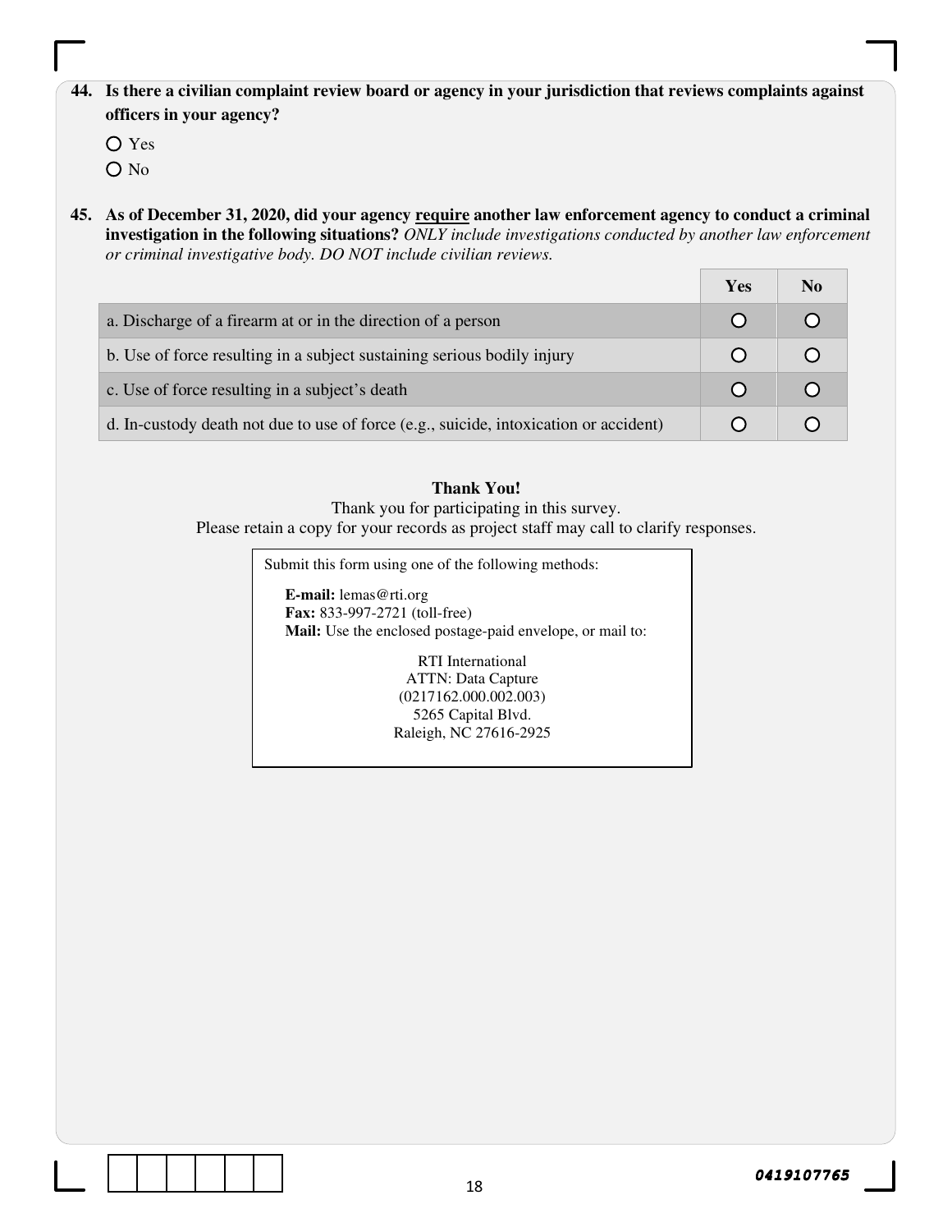**44. Is there a civilian complaint review board or agency in your jurisdiction that reviews complaints against officers in your agency?**

○ Yes

○ No

**45. As of December 31, 2020, did your agency <u>require</u> another law enforcement agency to conduct a criminal investigation in the following situations?** *ONLY include investigations conducted by another law enforcement or criminal investigative body. DO NOT include civilian reviews.*

| | Yes | No |
|---|---|---|
| a. Discharge of a firearm at or in the direction of a person | ○ | ○ |
| b. Use of force resulting in a subject sustaining serious bodily injury | ○ | ○ |
| c. Use of force resulting in a subject's death | ○ | ○ |
| d. In-custody death not due to use of force (e.g., suicide, intoxication or accident) | ○ | ○ |

**Thank You!**

Thank you for participating in this survey.
Please retain a copy for your records as project staff may call to clarify responses.

Submit this form using one of the following methods:

**E-mail:** lemas@rti.org
**Fax:** 833-997-2721 (toll-free)
**Mail:** Use the enclosed postage-paid envelope, or mail to:

RTI International
ATTN: Data Capture
(0217162.000.002.003)
5265 Capital Blvd.
Raleigh, NC 27616-2925

0419107765